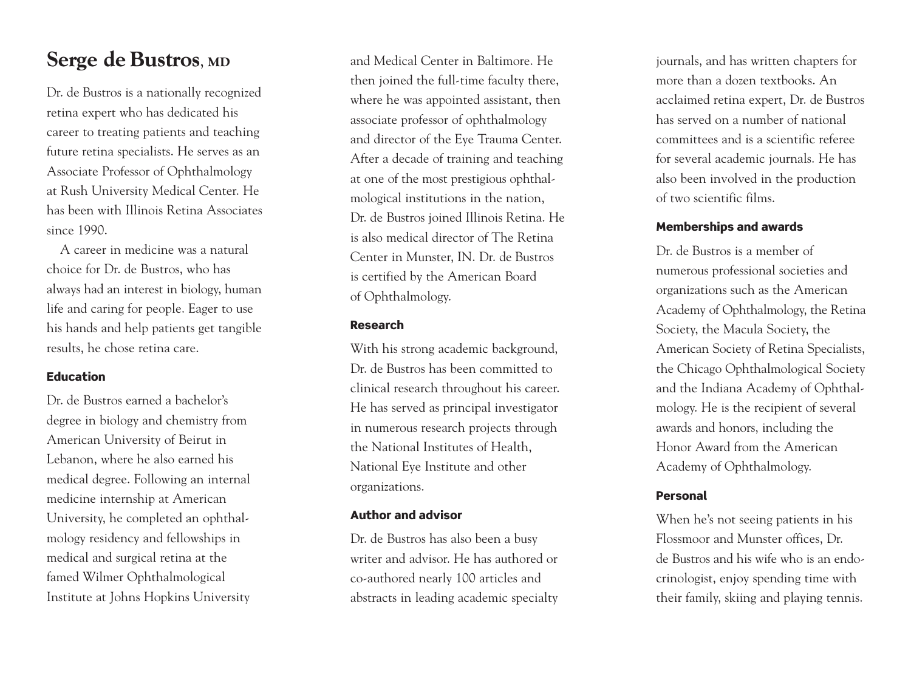# Serge de Bustros, MD

Dr. de Bustros is a nationally recognized retina expert who has dedicated his career to treating patients and teaching future retina specialists. He serves as an Associate Professor of Ophthalmology at Rush University Medical Center. He has been with Illinois Retina Associates since 1990.

A career in medicine was a natural choice for Dr. de Bustros, who has always had an interest in biology, human life and caring for people. Eager to use his hands and help patients get tangible results, he chose retina care.

### Education

Dr. de Bustros earned a bachelor's degree in biology and chemistry from American University of Beirut in Lebanon, where he also earned his medical degree. Following an internal medicine internship at American University, he completed an ophthalmology residency and fellowships in medical and surgical retina at the famed Wilmer Ophthalmological Institute at Johns Hopkins University and Medical Center in Baltimore. He then joined the full-time faculty there, where he was appointed assistant, then associate professor of ophthalmology and director of the Eye Trauma Center. After a decade of training and teaching at one of the most prestigious ophthalmological institutions in the nation, Dr. de Bustros joined Illinois Retina. He is also medical director of The Retina Center in Munster, IN. Dr. de Bustros is certified by the American Board of Ophthalmology.

### Research

With his strong academic background, Dr. de Bustros has been committed to clinical research throughout his career. He has served as principal investigator in numerous research projects through the National Institutes of Health, National Eye Institute and other organizations.

### Author and advisor

Dr. de Bustros has also been a busy writer and advisor. He has authored or co-authored nearly 100 articles and abstracts in leading academic specialty journals, and has written chapters for more than a dozen textbooks. An acclaimed retina expert, Dr. de Bustros has served on a number of national committees and is a scientific referee for several academic journals. He has also been involved in the production of two scientific films.

### Memberships and awards

Dr. de Bustros is a member of numerous professional societies and organizations such as the American Academy of Ophthalmology, the Retina Society, the Macula Society, the American Society of Retina Specialists, the Chicago Ophthalmological Society and the Indiana Academy of Ophthalmology. He is the recipient of several awards and honors, including the Honor Award from the American Academy of Ophthalmology.

### Personal

When he's not seeing patients in his Flossmoor and Munster offices, Dr. de Bustros and his wife who is an endocrinologist, enjoy spending time with their family, skiing and playing tennis.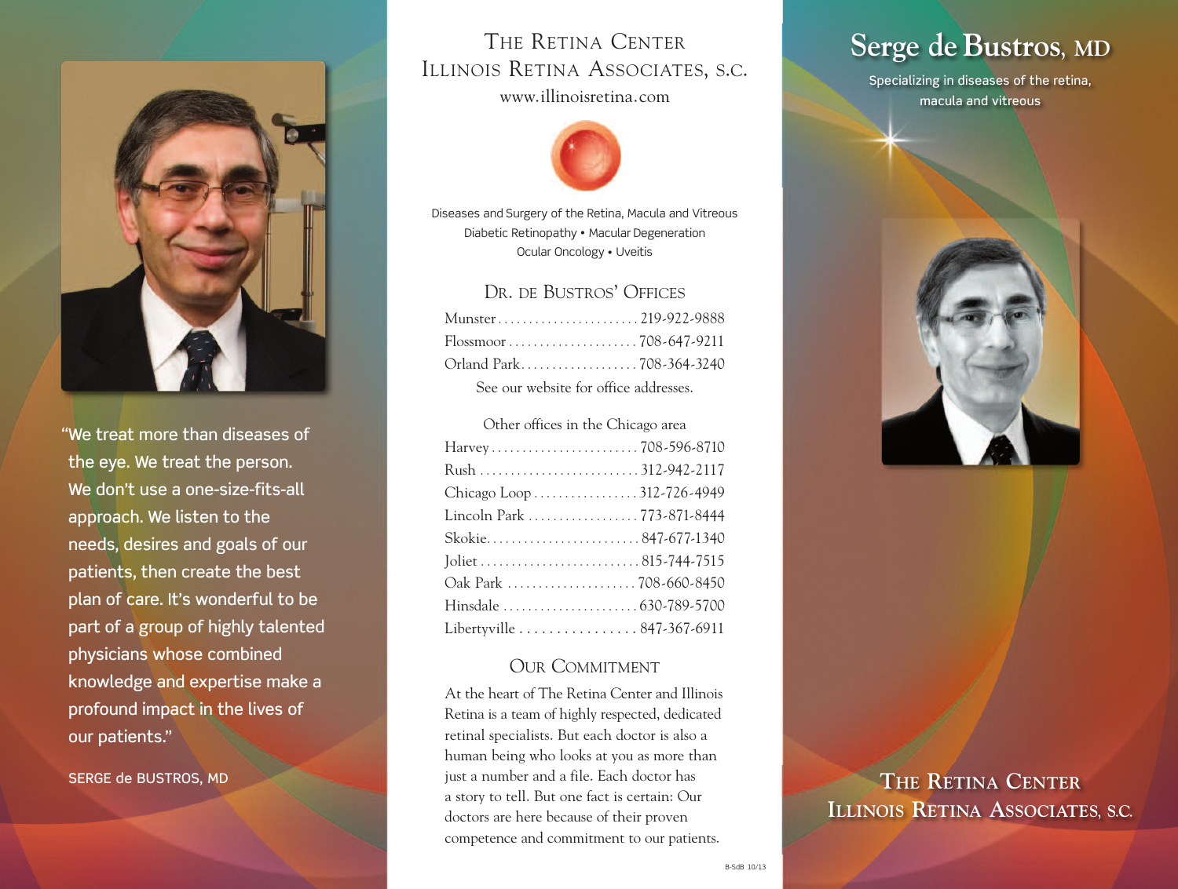"We treat more than diseases of the eye. We treat the person. We don't use a one-size-fits-all approach. We listen to the needs, desires and goals of our patients, then create the best plan of care. It's wonderful to be part of a group of highly talented physicians whose combined knowledge and expertise make a profound impact in the lives of our patients."

SERGE de BUSTROS, MD

# The Retina Center
# Illinois Retina Associates, S.C.

www.illinoisretina.com

Diseases and Surgery of the Retina, Macula and Vitreous
Diabetic Retinopathy • Macular Degeneration
Ocular Oncology • Uveitis

## Dr. de Bustros' Offices

| | |
|---|---|
| Munster | 219-922-9888 |
| Flossmoor | 708-647-9211 |
| Orland Park | 708-364-3240 |

See our website for office addresses.

Other offices in the Chicago area

| | |
|---|---|
| Harvey | 708-596-8710 |
| Rush | 312-942-2117 |
| Chicago Loop | 312-726-4949 |
| Lincoln Park | 773-871-8444 |
| Skokie | 847-677-1340 |
| Joliet | 815-744-7515 |
| Oak Park | 708-660-8450 |
| Hinsdale | 630-789-5700 |
| Libertyville | 847-367-6911 |

## Our Commitment

At the heart of The Retina Center and Illinois Retina is a team of highly respected, dedicated retinal specialists. But each doctor is also a human being who looks at you as more than just a number and a file. Each doctor has a story to tell. But one fact is certain: Our doctors are here because of their proven competence and commitment to our patients.

B-SdB 10/13

# Serge de Bustros, MD

Specializing in diseases of the retina, macula and vitreous

**The Retina Center**
**Illinois Retina Associates, S.C.**